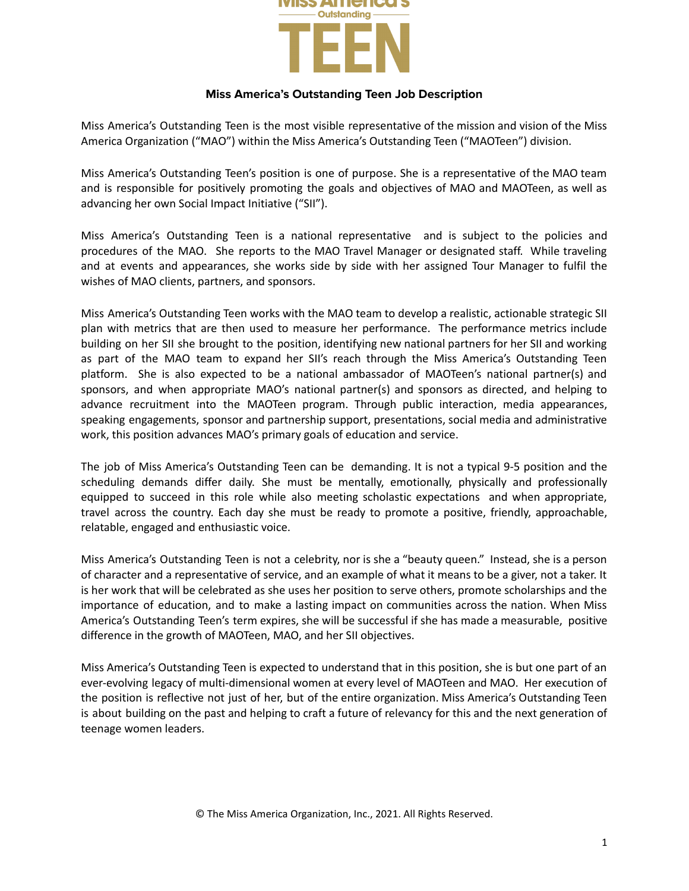# Miss America's Outstanding Teen Job Description

Miss America's Outstanding Teen is the most visible representative of the mission and vision of the Miss America Organization ("MAO") within the Miss America's Outstanding Teen ("MAOTeen") division.

Miss America's Outstanding Teen's position is one of purpose. She is a representative of the MAO team and is responsible for positively promoting the goals and objectives of MAO and MAOTeen, as well as advancing her own Social Impact Initiative ("SII").

Miss America's Outstanding Teen is a national representative and is subject to the policies and procedures of the MAO. She reports to the MAO Travel Manager or designated staff. While traveling and at events and appearances, she works side by side with her assigned Tour Manager to fulfil the wishes of MAO clients, partners, and sponsors.

Miss America's Outstanding Teen works with the MAO team to develop a realistic, actionable strategic SII plan with metrics that are then used to measure her performance. The performance metrics include building on her SII she brought to the position, identifying new national partners for her SII and working as part of the MAO team to expand her SII's reach through the Miss America's Outstanding Teen platform. She is also expected to be a national ambassador of MAOTeen's national partner(s) and sponsors, and when appropriate MAO's national partner(s) and sponsors as directed, and helping to advance recruitment into the MAOTeen program. Through public interaction, media appearances, speaking engagements, sponsor and partnership support, presentations, social media and administrative work, this position advances MAO's primary goals of education and service.

The job of Miss America's Outstanding Teen can be demanding. It is not a typical 9-5 position and the scheduling demands differ daily. She must be mentally, emotionally, physically and professionally equipped to succeed in this role while also meeting scholastic expectations and when appropriate, travel across the country. Each day she must be ready to promote a positive, friendly, approachable, relatable, engaged and enthusiastic voice.

Miss America's Outstanding Teen is not a celebrity, nor is she a "beauty queen." Instead, she is a person of character and a representative of service, and an example of what it means to be a giver, not a taker. It is her work that will be celebrated as she uses her position to serve others, promote scholarships and the importance of education, and to make a lasting impact on communities across the nation. When Miss America's Outstanding Teen's term expires, she will be successful if she has made a measurable, positive difference in the growth of MAOTeen, MAO, and her SII objectives.

Miss America's Outstanding Teen is expected to understand that in this position, she is but one part of an ever-evolving legacy of multi-dimensional women at every level of MAOTeen and MAO. Her execution of the position is reflective not just of her, but of the entire organization. Miss America's Outstanding Teen is about building on the past and helping to craft a future of relevancy for this and the next generation of teenage women leaders.

© The Miss America Organization, Inc., 2021. All Rights Reserved.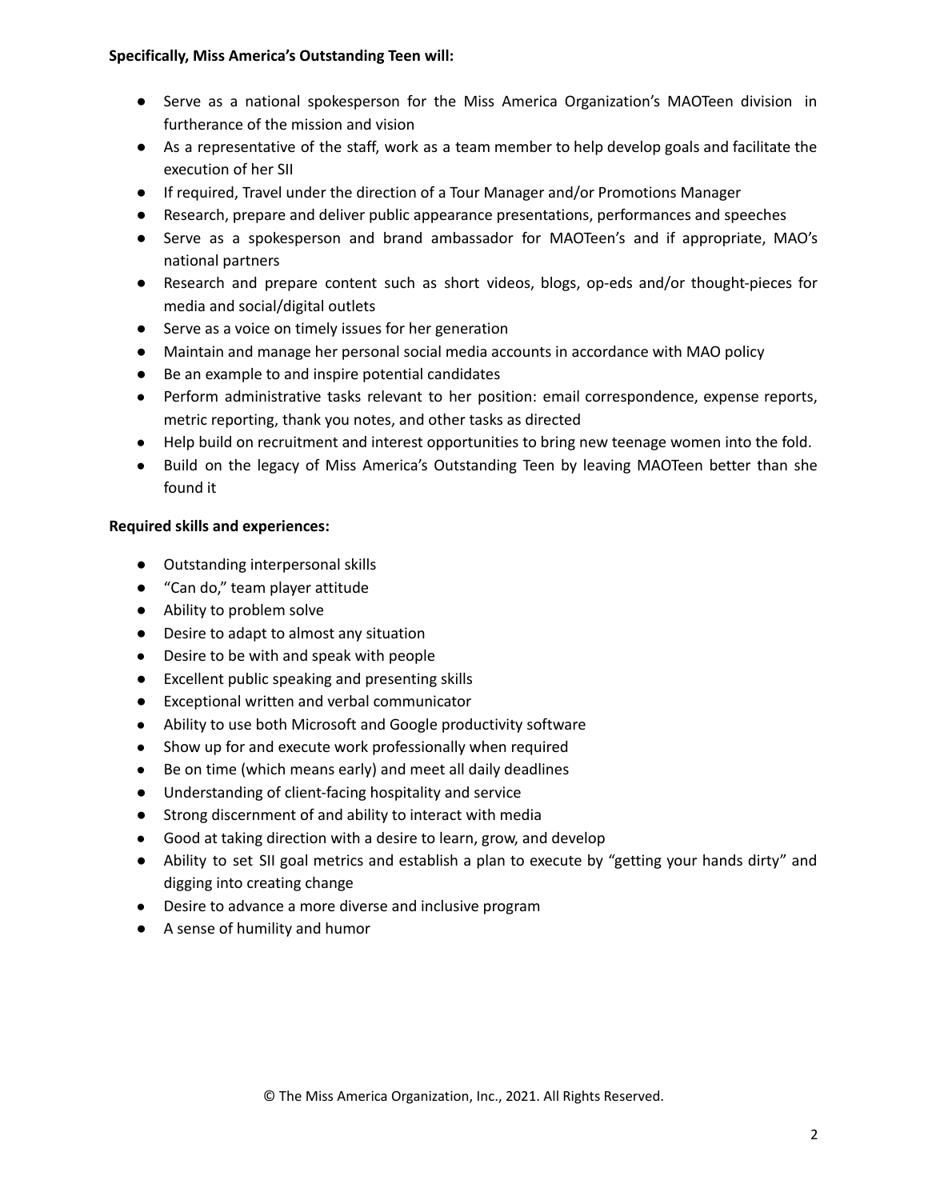**Specifically, Miss America's Outstanding Teen will:**

- Serve as a national spokesperson for the Miss America Organization's MAOTeen division in furtherance of the mission and vision
- As a representative of the staff, work as a team member to help develop goals and facilitate the execution of her SII
- If required, Travel under the direction of a Tour Manager and/or Promotions Manager
- Research, prepare and deliver public appearance presentations, performances and speeches
- Serve as a spokesperson and brand ambassador for MAOTeen's and if appropriate, MAO's national partners
- Research and prepare content such as short videos, blogs, op-eds and/or thought-pieces for media and social/digital outlets
- Serve as a voice on timely issues for her generation
- Maintain and manage her personal social media accounts in accordance with MAO policy
- Be an example to and inspire potential candidates
- Perform administrative tasks relevant to her position: email correspondence, expense reports, metric reporting, thank you notes, and other tasks as directed
- Help build on recruitment and interest opportunities to bring new teenage women into the fold.
- Build on the legacy of Miss America's Outstanding Teen by leaving MAOTeen better than she found it

**Required skills and experiences:**

- Outstanding interpersonal skills
- "Can do," team player attitude
- Ability to problem solve
- Desire to adapt to almost any situation
- Desire to be with and speak with people
- Excellent public speaking and presenting skills
- Exceptional written and verbal communicator
- Ability to use both Microsoft and Google productivity software
- Show up for and execute work professionally when required
- Be on time (which means early) and meet all daily deadlines
- Understanding of client-facing hospitality and service
- Strong discernment of and ability to interact with media
- Good at taking direction with a desire to learn, grow, and develop
- Ability to set SII goal metrics and establish a plan to execute by "getting your hands dirty" and digging into creating change
- Desire to advance a more diverse and inclusive program
- A sense of humility and humor

© The Miss America Organization, Inc., 2021. All Rights Reserved.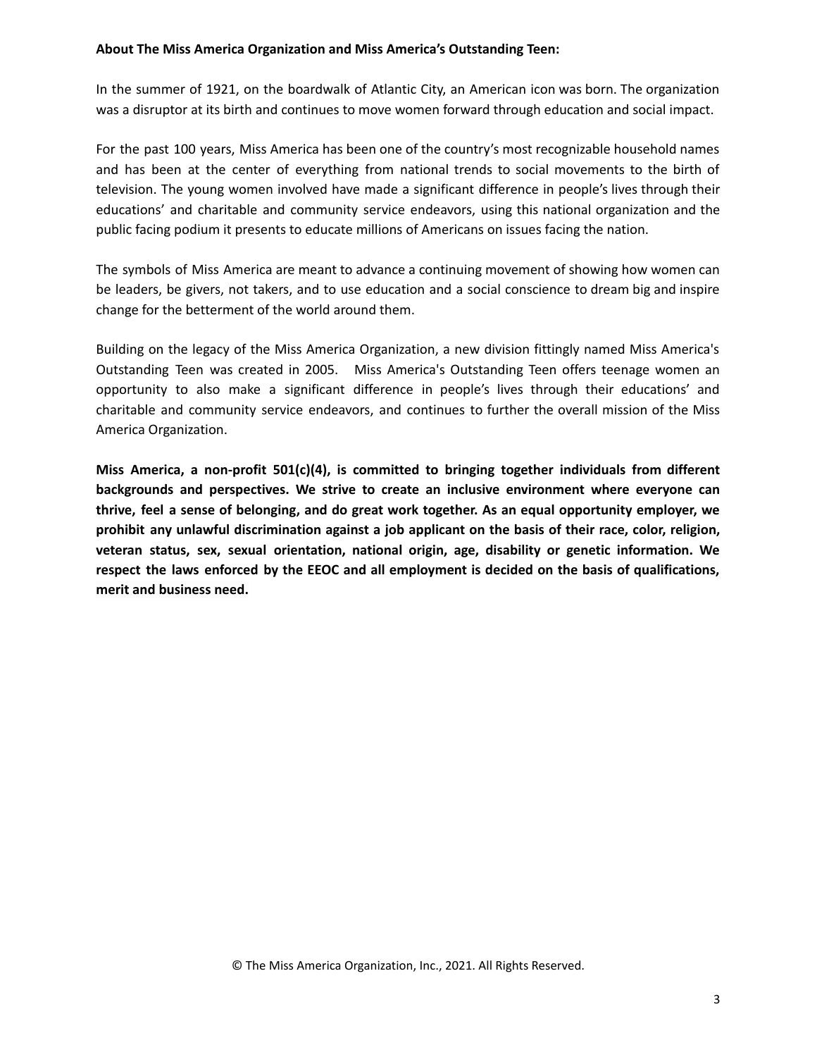**About The Miss America Organization and Miss America's Outstanding Teen:**

In the summer of 1921, on the boardwalk of Atlantic City, an American icon was born. The organization was a disruptor at its birth and continues to move women forward through education and social impact.

For the past 100 years, Miss America has been one of the country's most recognizable household names and has been at the center of everything from national trends to social movements to the birth of television. The young women involved have made a significant difference in people's lives through their educations' and charitable and community service endeavors, using this national organization and the public facing podium it presents to educate millions of Americans on issues facing the nation.

The symbols of Miss America are meant to advance a continuing movement of showing how women can be leaders, be givers, not takers, and to use education and a social conscience to dream big and inspire change for the betterment of the world around them.

Building on the legacy of the Miss America Organization, a new division fittingly named Miss America's Outstanding Teen was created in 2005. Miss America's Outstanding Teen offers teenage women an opportunity to also make a significant difference in people's lives through their educations' and charitable and community service endeavors, and continues to further the overall mission of the Miss America Organization.

**Miss America, a non-profit 501(c)(4), is committed to bringing together individuals from different backgrounds and perspectives. We strive to create an inclusive environment where everyone can thrive, feel a sense of belonging, and do great work together. As an equal opportunity employer, we prohibit any unlawful discrimination against a job applicant on the basis of their race, color, religion, veteran status, sex, sexual orientation, national origin, age, disability or genetic information. We respect the laws enforced by the EEOC and all employment is decided on the basis of qualifications, merit and business need.**

© The Miss America Organization, Inc., 2021. All Rights Reserved.